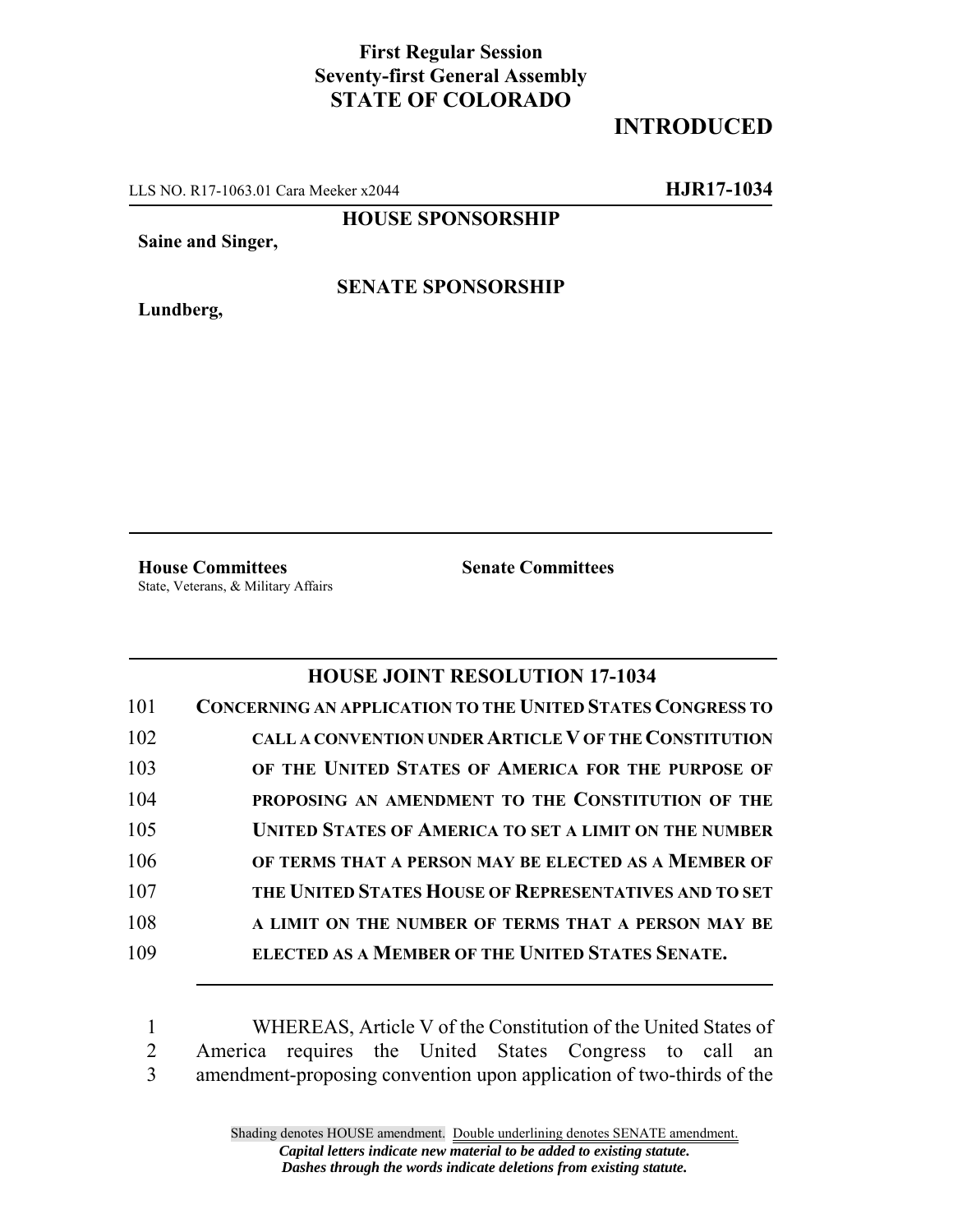**First Regular Session**
**Seventy-first General Assembly**
**STATE OF COLORADO**

**INTRODUCED**

LLS NO. R17-1063.01 Cara Meeker x2044 **HJR17-1034**

**HOUSE SPONSORSHIP**

**Saine and Singer,**

**SENATE SPONSORSHIP**

**Lundberg,**

**House Committees**
State, Veterans, & Military Affairs

**Senate Committees**

## HOUSE JOINT RESOLUTION 17-1034

101 **CONCERNING AN APPLICATION TO THE UNITED STATES CONGRESS TO**
102 **CALL A CONVENTION UNDER ARTICLE V OF THE CONSTITUTION**
103 **OF THE UNITED STATES OF AMERICA FOR THE PURPOSE OF**
104 **PROPOSING AN AMENDMENT TO THE CONSTITUTION OF THE**
105 **UNITED STATES OF AMERICA TO SET A LIMIT ON THE NUMBER**
106 **OF TERMS THAT A PERSON MAY BE ELECTED AS A MEMBER OF**
107 **THE UNITED STATES HOUSE OF REPRESENTATIVES AND TO SET**
108 **A LIMIT ON THE NUMBER OF TERMS THAT A PERSON MAY BE**
109 **ELECTED AS A MEMBER OF THE UNITED STATES SENATE.**

1 WHEREAS, Article V of the Constitution of the United States of
2 America requires the United States Congress to call an
3 amendment-proposing convention upon application of two-thirds of the

Shading denotes HOUSE amendment. Double underlining denotes SENATE amendment.
*Capital letters indicate new material to be added to existing statute.*
*Dashes through the words indicate deletions from existing statute.*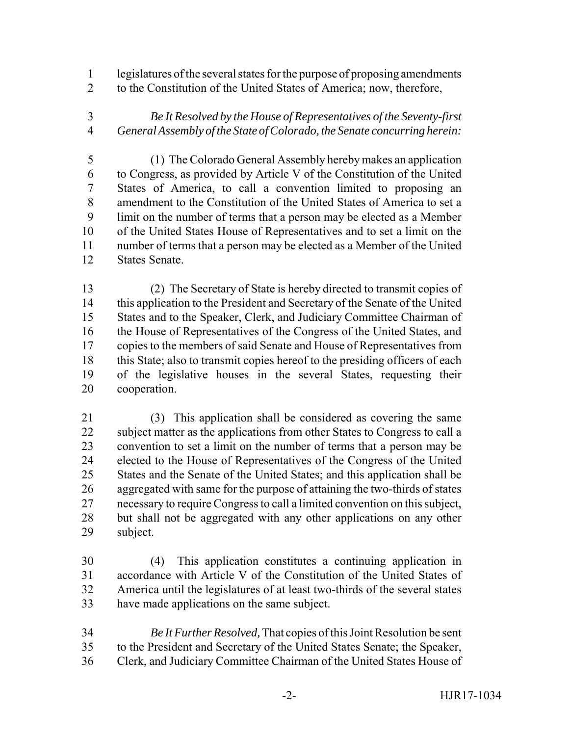legislatures of the several states for the purpose of proposing amendments to the Constitution of the United States of America; now, therefore,

*Be It Resolved by the House of Representatives of the Seventy-first General Assembly of the State of Colorado, the Senate concurring herein:*

(1) The Colorado General Assembly hereby makes an application to Congress, as provided by Article V of the Constitution of the United States of America, to call a convention limited to proposing an amendment to the Constitution of the United States of America to set a limit on the number of terms that a person may be elected as a Member of the United States House of Representatives and to set a limit on the number of terms that a person may be elected as a Member of the United States Senate.

(2) The Secretary of State is hereby directed to transmit copies of this application to the President and Secretary of the Senate of the United States and to the Speaker, Clerk, and Judiciary Committee Chairman of the House of Representatives of the Congress of the United States, and copies to the members of said Senate and House of Representatives from this State; also to transmit copies hereof to the presiding officers of each of the legislative houses in the several States, requesting their cooperation.

(3) This application shall be considered as covering the same subject matter as the applications from other States to Congress to call a convention to set a limit on the number of terms that a person may be elected to the House of Representatives of the Congress of the United States and the Senate of the United States; and this application shall be aggregated with same for the purpose of attaining the two-thirds of states necessary to require Congress to call a limited convention on this subject, but shall not be aggregated with any other applications on any other subject.

(4) This application constitutes a continuing application in accordance with Article V of the Constitution of the United States of America until the legislatures of at least two-thirds of the several states have made applications on the same subject.

*Be It Further Resolved,* That copies of this Joint Resolution be sent to the President and Secretary of the United States Senate; the Speaker, Clerk, and Judiciary Committee Chairman of the United States House of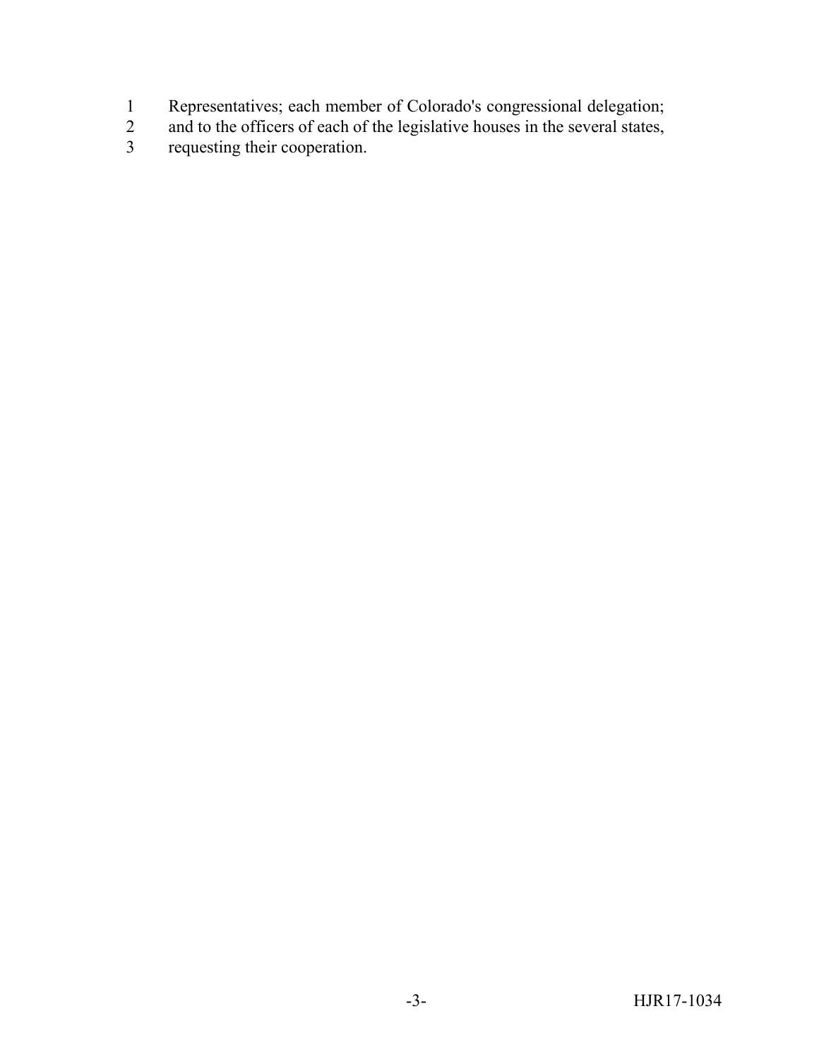Representatives; each member of Colorado's congressional delegation; and to the officers of each of the legislative houses in the several states, requesting their cooperation.